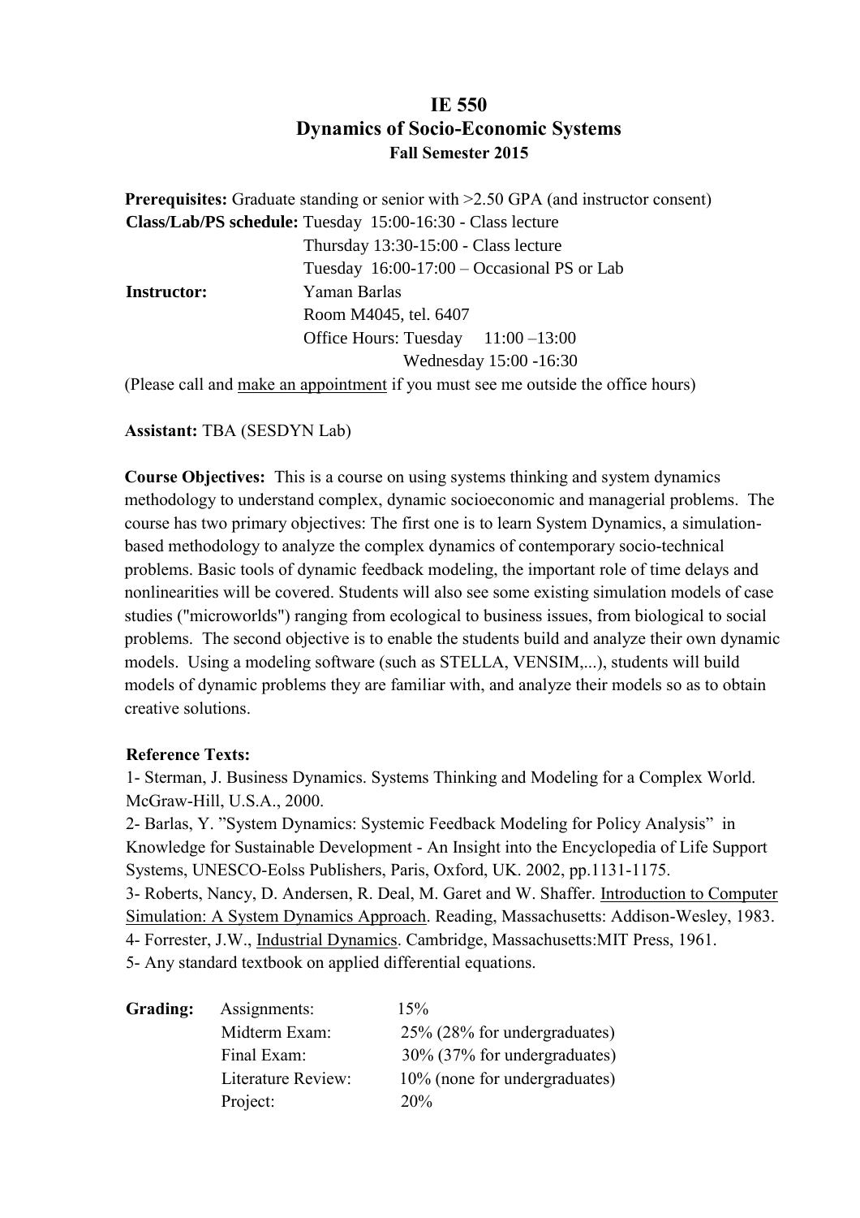# IE 550
## Dynamics of Socio-Economic Systems
### Fall Semester 2015

**Prerequisites:** Graduate standing or senior with >2.50 GPA (and instructor consent)

**Class/Lab/PS schedule:** Tuesday 15:00-16:30 - Class lecture
Thursday 13:30-15:00 - Class lecture
Tuesday 16:00-17:00 – Occasional PS or Lab

**Instructor:** Yaman Barlas
Room M4045, tel. 6407
Office Hours: Tuesday 11:00 –13:00
Wednesday 15:00 -16:30

(Please call and make an appointment if you must see me outside the office hours)

**Assistant:** TBA (SESDYN Lab)

**Course Objectives:** This is a course on using systems thinking and system dynamics methodology to understand complex, dynamic socioeconomic and managerial problems. The course has two primary objectives: The first one is to learn System Dynamics, a simulation-based methodology to analyze the complex dynamics of contemporary socio-technical problems. Basic tools of dynamic feedback modeling, the important role of time delays and nonlinearities will be covered. Students will also see some existing simulation models of case studies ("microworlds") ranging from ecological to business issues, from biological to social problems. The second objective is to enable the students build and analyze their own dynamic models. Using a modeling software (such as STELLA, VENSIM,...), students will build models of dynamic problems they are familiar with, and analyze their models so as to obtain creative solutions.

**Reference Texts:**

1- Sterman, J. Business Dynamics. Systems Thinking and Modeling for a Complex World. McGraw-Hill, U.S.A., 2000.
2- Barlas, Y. "System Dynamics: Systemic Feedback Modeling for Policy Analysis" in Knowledge for Sustainable Development - An Insight into the Encyclopedia of Life Support Systems, UNESCO-Eolss Publishers, Paris, Oxford, UK. 2002, pp.1131-1175.
3- Roberts, Nancy, D. Andersen, R. Deal, M. Garet and W. Shaffer. Introduction to Computer Simulation: A System Dynamics Approach. Reading, Massachusetts: Addison-Wesley, 1983.
4- Forrester, J.W., Industrial Dynamics. Cambridge, Massachusetts:MIT Press, 1961.
5- Any standard textbook on applied differential equations.

**Grading:**

| | |
|---|---|
| Assignments: | 15% |
| Midterm Exam: | 25% (28% for undergraduates) |
| Final Exam: | 30% (37% for undergraduates) |
| Literature Review: | 10% (none for undergraduates) |
| Project: | 20% |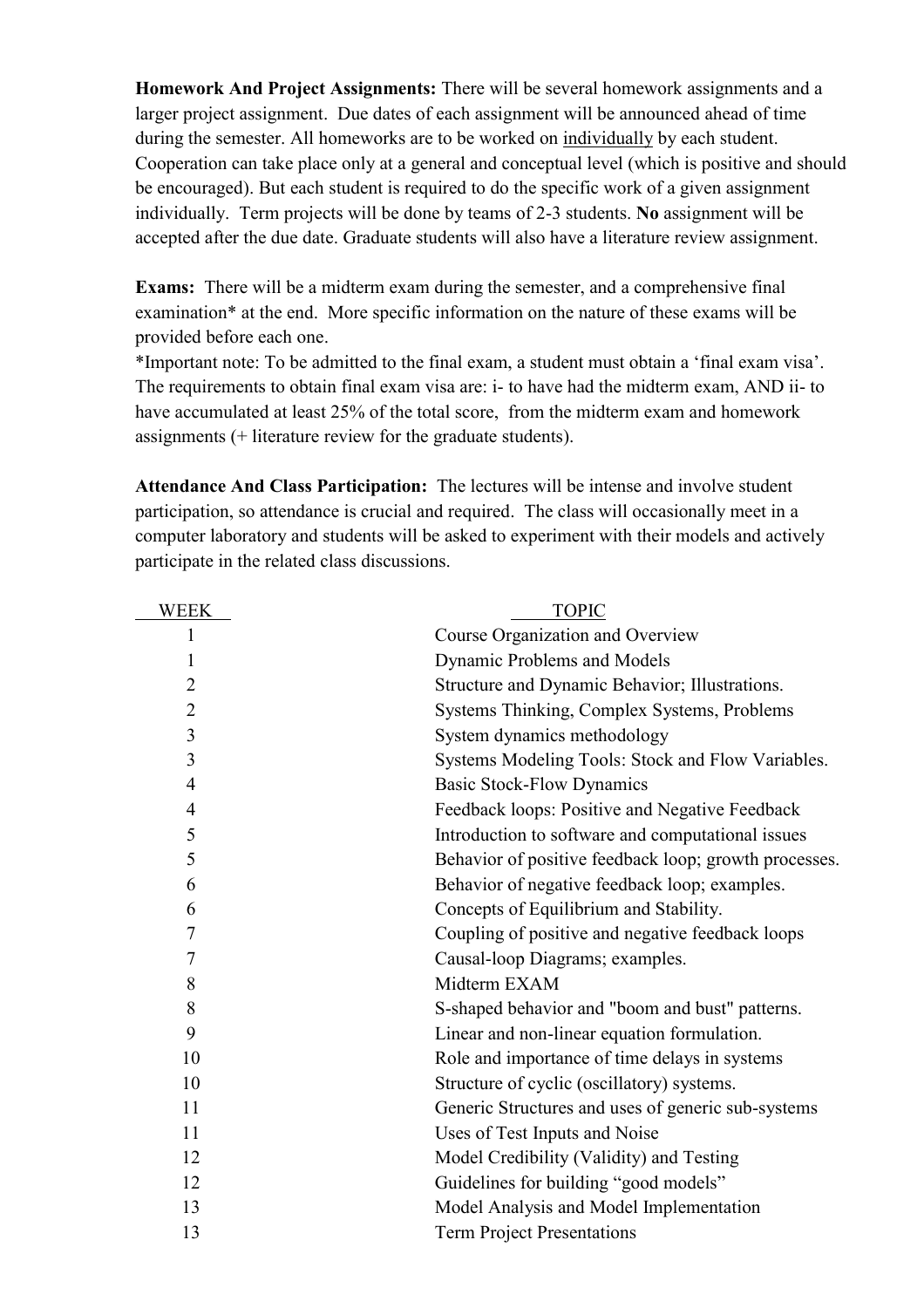**Homework And Project Assignments:** There will be several homework assignments and a larger project assignment. Due dates of each assignment will be announced ahead of time during the semester. All homeworks are to be worked on individually by each student. Cooperation can take place only at a general and conceptual level (which is positive and should be encouraged). But each student is required to do the specific work of a given assignment individually. Term projects will be done by teams of 2-3 students. **No** assignment will be accepted after the due date. Graduate students will also have a literature review assignment.

**Exams:** There will be a midterm exam during the semester, and a comprehensive final examination* at the end. More specific information on the nature of these exams will be provided before each one.
*Important note: To be admitted to the final exam, a student must obtain a 'final exam visa'. The requirements to obtain final exam visa are: i- to have had the midterm exam, AND ii- to have accumulated at least 25% of the total score, from the midterm exam and homework assignments (+ literature review for the graduate students).

**Attendance And Class Participation:** The lectures will be intense and involve student participation, so attendance is crucial and required. The class will occasionally meet in a computer laboratory and students will be asked to experiment with their models and actively participate in the related class discussions.

| WEEK | TOPIC |
|---|---|
| 1 | Course Organization and Overview |
| 1 | Dynamic Problems and Models |
| 2 | Structure and Dynamic Behavior; Illustrations. |
| 2 | Systems Thinking, Complex Systems, Problems |
| 3 | System dynamics methodology |
| 3 | Systems Modeling Tools: Stock and Flow Variables. |
| 4 | Basic Stock-Flow Dynamics |
| 4 | Feedback loops: Positive and Negative Feedback |
| 5 | Introduction to software and computational issues |
| 5 | Behavior of positive feedback loop; growth processes. |
| 6 | Behavior of negative feedback loop; examples. |
| 6 | Concepts of Equilibrium and Stability. |
| 7 | Coupling of positive and negative feedback loops |
| 7 | Causal-loop Diagrams; examples. |
| 8 | Midterm EXAM |
| 8 | S-shaped behavior and "boom and bust" patterns. |
| 9 | Linear and non-linear equation formulation. |
| 10 | Role and importance of time delays in systems |
| 10 | Structure of cyclic (oscillatory) systems. |
| 11 | Generic Structures and uses of generic sub-systems |
| 11 | Uses of Test Inputs and Noise |
| 12 | Model Credibility (Validity) and Testing |
| 12 | Guidelines for building "good models" |
| 13 | Model Analysis and Model Implementation |
| 13 | Term Project Presentations |